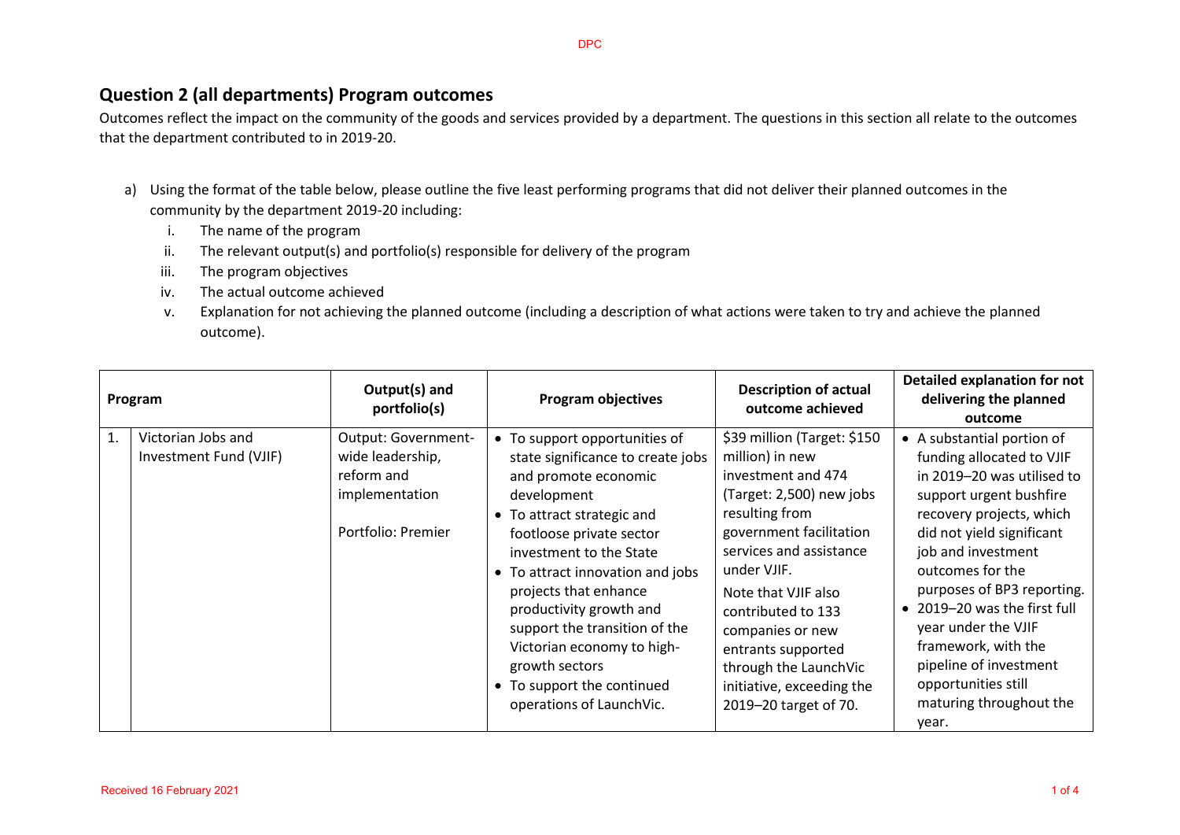## Question 2 (all departments) Program outcomes

Outcomes reflect the impact on the community of the goods and services provided by a department. The questions in this section all relate to the outcomes that the department contributed to in 2019-20.

a) Using the format of the table below, please outline the five least performing programs that did not deliver their planned outcomes in the community by the department 2019-20 including:

   i. The name of the program
   ii. The relevant output(s) and portfolio(s) responsible for delivery of the program
   iii. The program objectives
   iv. The actual outcome achieved
   v. Explanation for not achieving the planned outcome (including a description of what actions were taken to try and achieve the planned outcome).

| Program | | Output(s) and portfolio(s) | Program objectives | Description of actual outcome achieved | Detailed explanation for not delivering the planned outcome |
|---|---|---|---|---|---|
| 1. | Victorian Jobs and Investment Fund (VJIF) | Output: Government-wide leadership, reform and implementation<br><br>Portfolio: Premier | • To support opportunities of state significance to create jobs and promote economic development<br>• To attract strategic and footloose private sector investment to the State<br>• To attract innovation and jobs projects that enhance productivity growth and support the transition of the Victorian economy to high-growth sectors<br>• To support the continued operations of LaunchVic. | $39 million (Target: $150 million) in new investment and 474 (Target: 2,500) new jobs resulting from government facilitation services and assistance under VJIF.<br><br>Note that VJIF also contributed to 133 companies or new entrants supported through the LaunchVic initiative, exceeding the 2019–20 target of 70. | • A substantial portion of funding allocated to VJIF in 2019–20 was utilised to support urgent bushfire recovery projects, which did not yield significant job and investment outcomes for the purposes of BP3 reporting.<br>• 2019–20 was the first full year under the VJIF framework, with the pipeline of investment opportunities still maturing throughout the year. |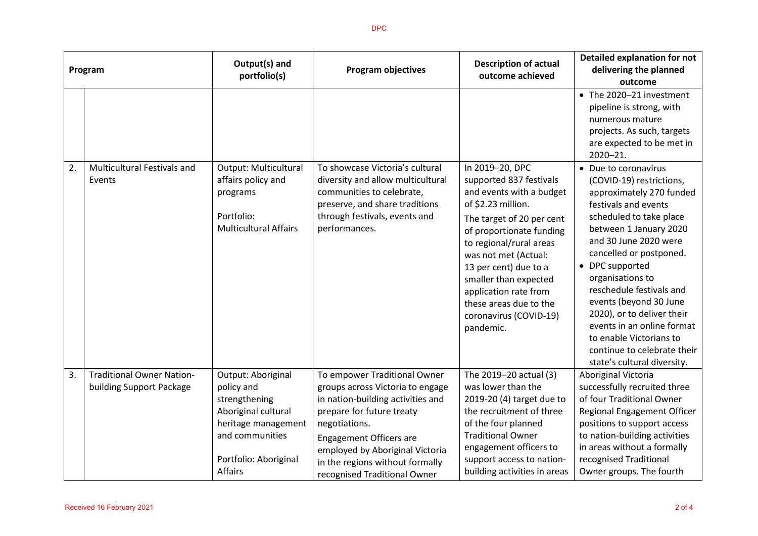| Program | | Output(s) and portfolio(s) | Program objectives | Description of actual outcome achieved | Detailed explanation for not delivering the planned outcome |
|---|---|---|---|---|---|
| | | | | | • The 2020–21 investment pipeline is strong, with numerous mature projects. As such, targets are expected to be met in 2020–21. |
| 2. | Multicultural Festivals and Events | Output: Multicultural affairs policy and programs<br><br>Portfolio: Multicultural Affairs | To showcase Victoria's cultural diversity and allow multicultural communities to celebrate, preserve, and share traditions through festivals, events and performances. | In 2019–20, DPC supported 837 festivals and events with a budget of $2.23 million.<br>The target of 20 per cent of proportionate funding to regional/rural areas was not met (Actual: 13 per cent) due to a smaller than expected application rate from these areas due to the coronavirus (COVID-19) pandemic. | • Due to coronavirus (COVID-19) restrictions, approximately 270 funded festivals and events scheduled to take place between 1 January 2020 and 30 June 2020 were cancelled or postponed.<br>• DPC supported organisations to reschedule festivals and events (beyond 30 June 2020), or to deliver their events in an online format to enable Victorians to continue to celebrate their state's cultural diversity. |
| 3. | Traditional Owner Nation-building Support Package | Output: Aboriginal policy and strengthening Aboriginal cultural heritage management and communities<br><br>Portfolio: Aboriginal Affairs | To empower Traditional Owner groups across Victoria to engage in nation-building activities and prepare for future treaty negotiations.<br>Engagement Officers are employed by Aboriginal Victoria in the regions without formally recognised Traditional Owner | The 2019–20 actual (3) was lower than the 2019-20 (4) target due to the recruitment of three of the four planned Traditional Owner engagement officers to support access to nation-building activities in areas | Aboriginal Victoria successfully recruited three of four Traditional Owner Regional Engagement Officer positions to support access to nation-building activities in areas without a formally recognised Traditional Owner groups. The fourth |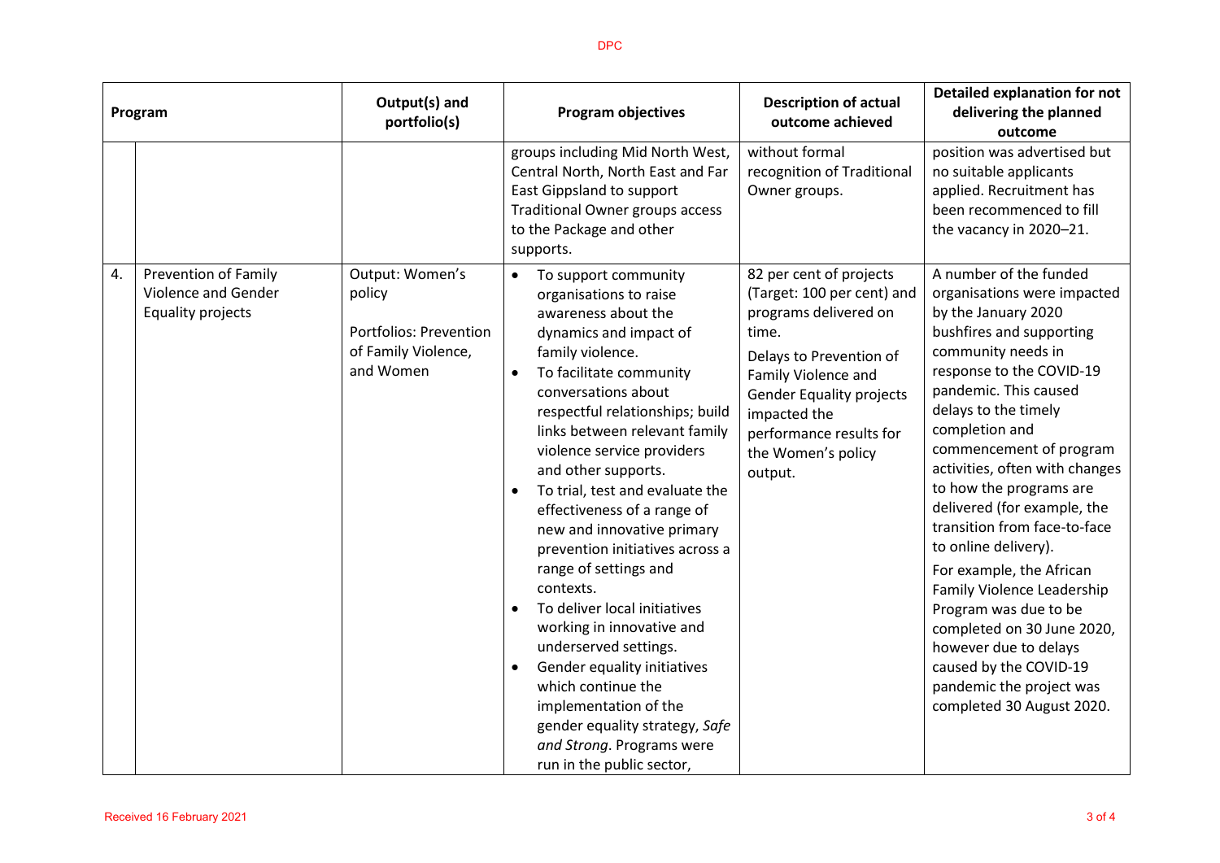| Program | | Output(s) and portfolio(s) | Program objectives | Description of actual outcome achieved | Detailed explanation for not delivering the planned outcome |
|---|---|---|---|---|---|
| | | | groups including Mid North West, Central North, North East and Far East Gippsland to support Traditional Owner groups access to the Package and other supports. | without formal recognition of Traditional Owner groups. | position was advertised but no suitable applicants applied. Recruitment has been recommenced to fill the vacancy in 2020–21. |
| 4. | Prevention of Family Violence and Gender Equality projects | Output: Women's policy<br><br>Portfolios: Prevention of Family Violence, and Women | • To support community organisations to raise awareness about the dynamics and impact of family violence.<br>• To facilitate community conversations about respectful relationships; build links between relevant family violence service providers and other supports.<br>• To trial, test and evaluate the effectiveness of a range of new and innovative primary prevention initiatives across a range of settings and contexts.<br>• To deliver local initiatives working in innovative and underserved settings.<br>• Gender equality initiatives which continue the implementation of the gender equality strategy, *Safe and Strong*. Programs were run in the public sector, | 82 per cent of projects (Target: 100 per cent) and programs delivered on time.<br><br>Delays to Prevention of Family Violence and Gender Equality projects impacted the performance results for the Women's policy output. | A number of the funded organisations were impacted by the January 2020 bushfires and supporting community needs in response to the COVID-19 pandemic. This caused delays to the timely completion and commencement of program activities, often with changes to how the programs are delivered (for example, the transition from face-to-face to online delivery).<br><br>For example, the African Family Violence Leadership Program was due to be completed on 30 June 2020, however due to delays caused by the COVID-19 pandemic the project was completed 30 August 2020. |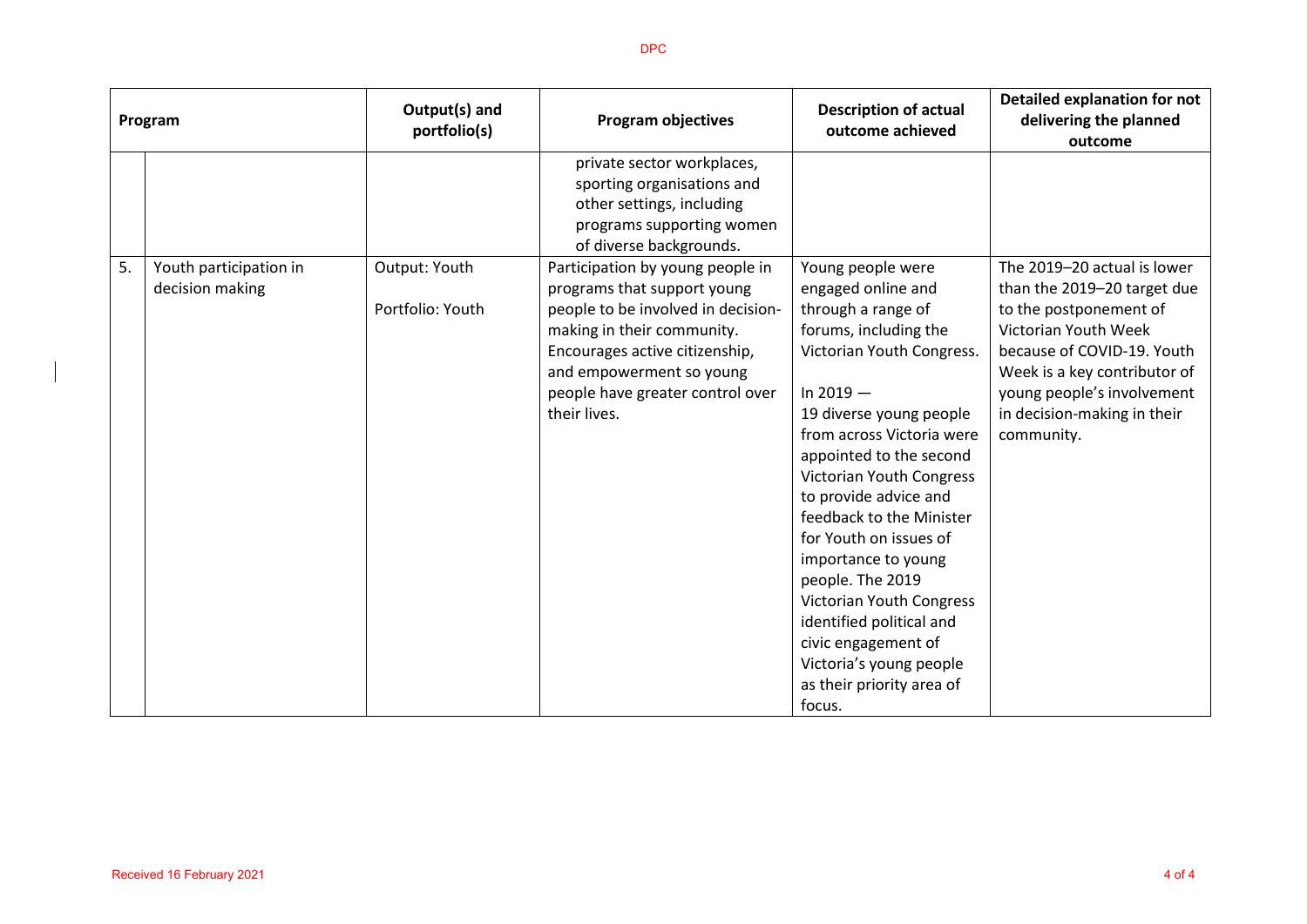| Program | | Output(s) and portfolio(s) | Program objectives | Description of actual outcome achieved | Detailed explanation for not delivering the planned outcome |
|---|---|---|---|---|---|
| | | | private sector workplaces, sporting organisations and other settings, including programs supporting women of diverse backgrounds. | | |
| 5. | Youth participation in decision making | Output: Youth<br><br>Portfolio: Youth | Participation by young people in programs that support young people to be involved in decision-making in their community. Encourages active citizenship, and empowerment so young people have greater control over their lives. | Young people were engaged online and through a range of forums, including the Victorian Youth Congress.<br><br>In 2019 —<br>19 diverse young people from across Victoria were appointed to the second Victorian Youth Congress to provide advice and feedback to the Minister for Youth on issues of importance to young people. The 2019 Victorian Youth Congress identified political and civic engagement of Victoria's young people as their priority area of focus. | The 2019–20 actual is lower than the 2019–20 target due to the postponement of Victorian Youth Week because of COVID-19. Youth Week is a key contributor of young people's involvement in decision-making in their community. |

Received 16 February 2021